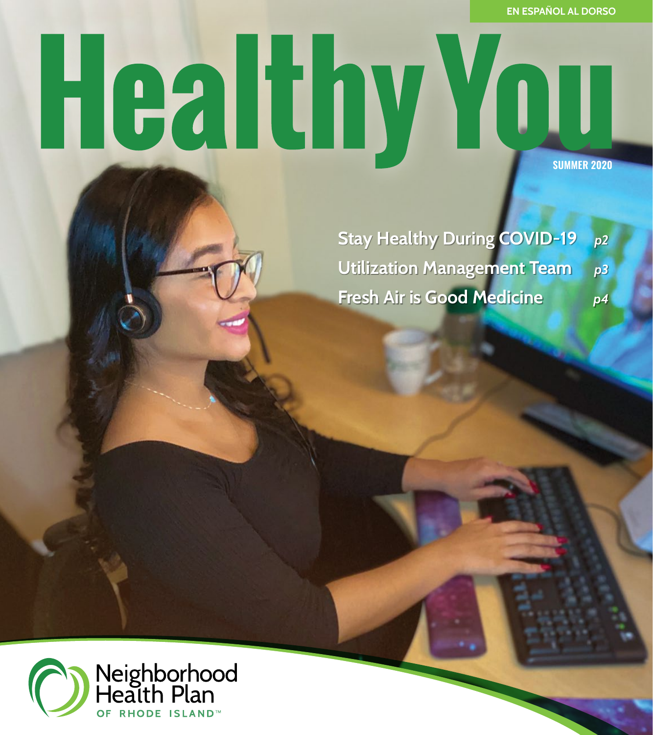EN ESPAÑOL AL DORSO

# Healthy You

SUMMER 2020

- Stay Healthy During COVID-19 *p2*
- Utilization Management Team *p3*
- Fresh Air is Good Medicine *p4*

Neighborhood Health Plan OF RHODE ISLAND™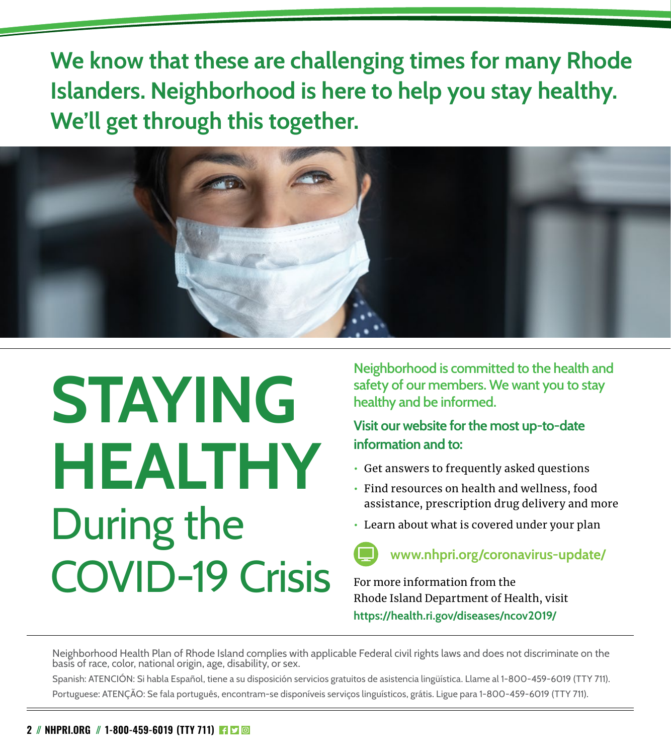**We know that these are challenging times for many Rhode Islanders. Neighborhood is here to help you stay healthy. We'll get through this together.**

# STAYING HEALTHY During the COVID-19 Crisis

**Neighborhood is committed to the health and safety of our members. We want you to stay healthy and be informed.**

**Visit our website for the most up-to-date information and to:**

- Get answers to frequently asked questions
- Find resources on health and wellness, food assistance, prescription drug delivery and more
- Learn about what is covered under your plan

**www.nhpri.org/coronavirus-update/**

For more information from the Rhode Island Department of Health, visit **https://health.ri.gov/diseases/ncov2019/**

---

Neighborhood Health Plan of Rhode Island complies with applicable Federal civil rights laws and does not discriminate on the basis of race, color, national origin, age, disability, or sex.

Spanish: ATENCIÓN: Si habla Español, tiene a su disposición servicios gratuitos de asistencia lingüística. Llame al 1-800-459-6019 (TTY 711).

Portuguese: ATENÇÃO: Se fala português, encontram-se disponíveis serviços linguísticos, grátis. Ligue para 1-800-459-6019 (TTY 711).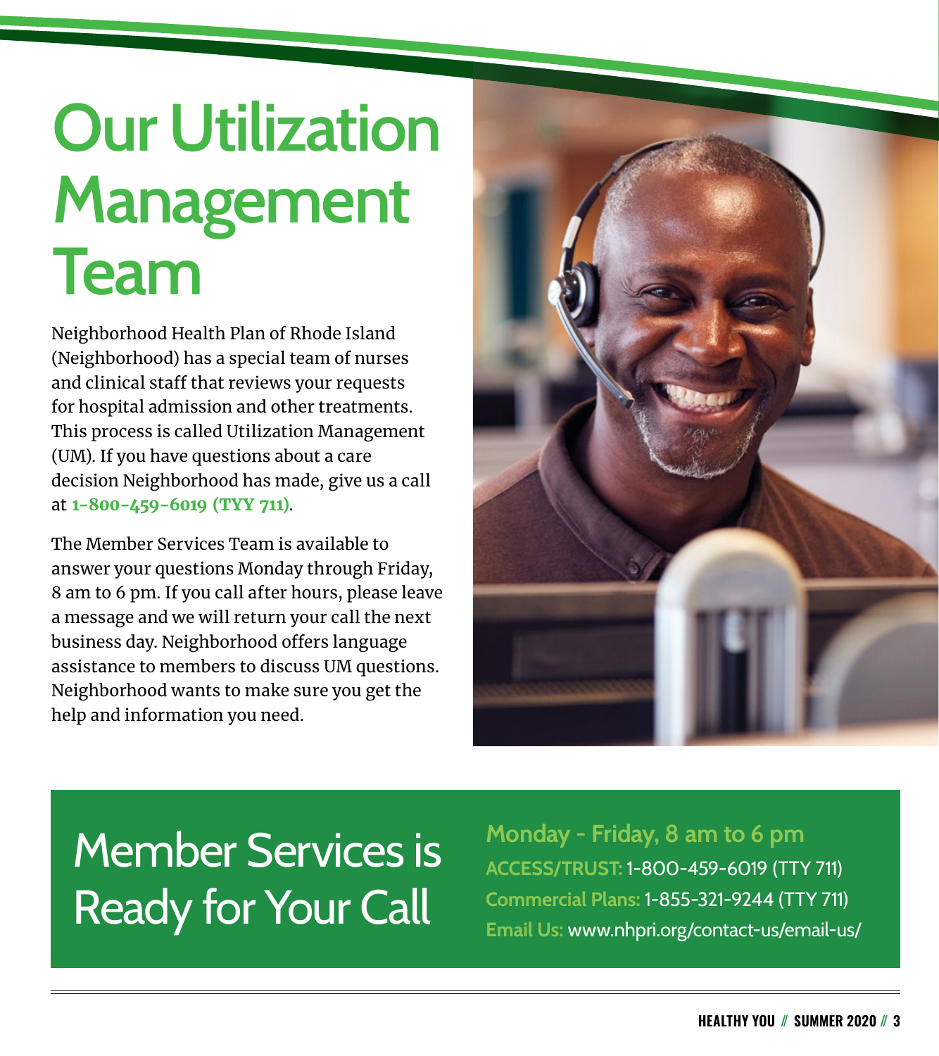# Our Utilization Management Team

Neighborhood Health Plan of Rhode Island (Neighborhood) has a special team of nurses and clinical staff that reviews your requests for hospital admission and other treatments. This process is called Utilization Management (UM). If you have questions about a care decision Neighborhood has made, give us a call at **1-800-459-6019 (TYY 711)**.

The Member Services Team is available to answer your questions Monday through Friday, 8 am to 6 pm. If you call after hours, please leave a message and we will return your call the next business day. Neighborhood offers language assistance to members to discuss UM questions. Neighborhood wants to make sure you get the help and information you need.

## Member Services is Ready for Your Call

**Monday - Friday, 8 am to 6 pm**

**ACCESS/TRUST:** 1-800-459-6019 (TTY 711)

**Commercial Plans:** 1-855-321-9244 (TTY 711)

**Email Us:** www.nhpri.org/contact-us/email-us/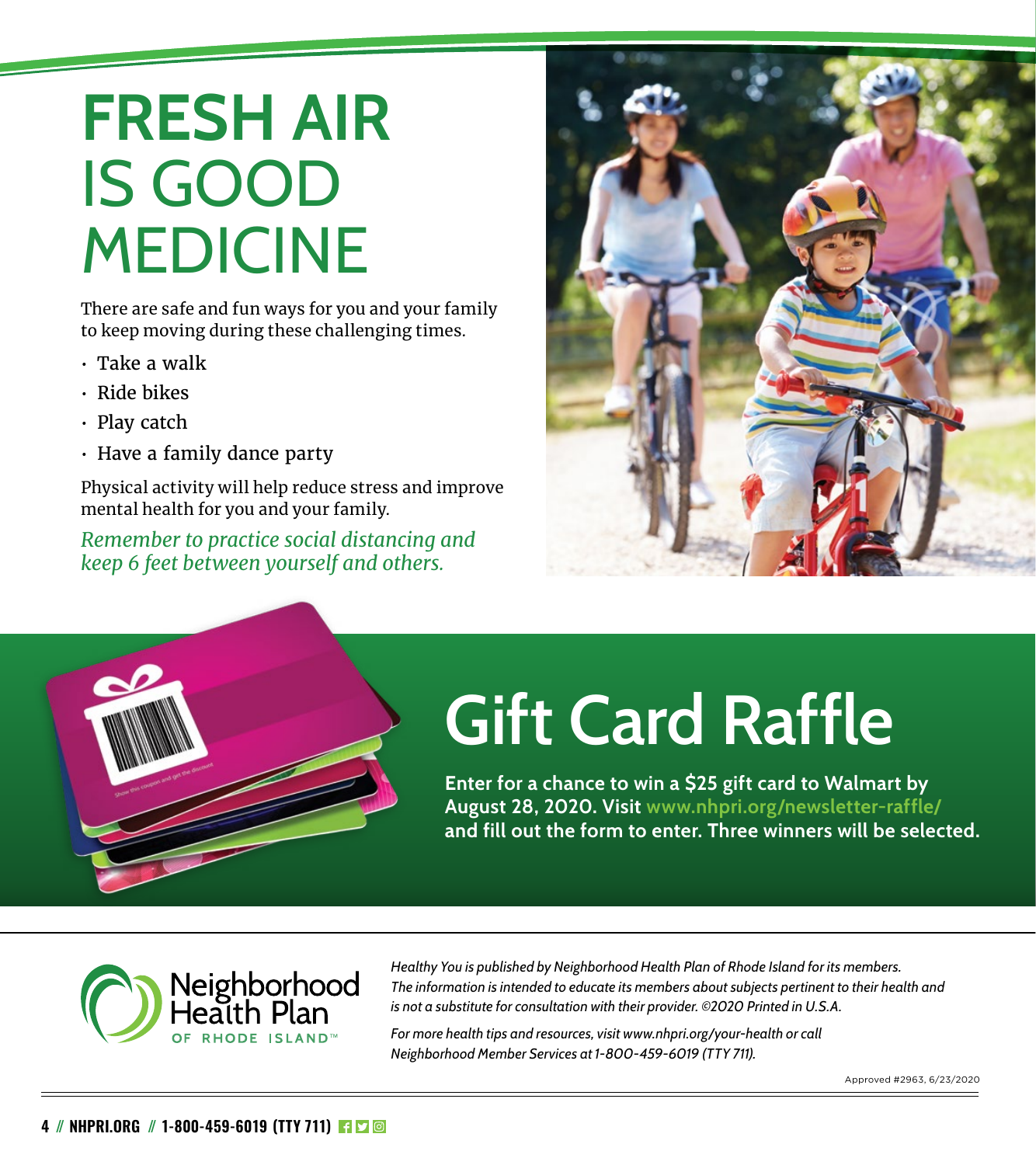# FRESH AIR IS GOOD MEDICINE

There are safe and fun ways for you and your family to keep moving during these challenging times.

- Take a walk
- Ride bikes
- Play catch
- Have a family dance party

Physical activity will help reduce stress and improve mental health for you and your family.

*Remember to practice social distancing and keep 6 feet between yourself and others.*

# Gift Card Raffle

**Enter for a chance to win a $25 gift card to Walmart by August 28, 2020. Visit www.nhpri.org/newsletter-raffle/ and fill out the form to enter. Three winners will be selected.**

Neighborhood Health Plan OF RHODE ISLAND™

*Healthy You is published by Neighborhood Health Plan of Rhode Island for its members. The information is intended to educate its members about subjects pertinent to their health and is not a substitute for consultation with their provider. ©2020 Printed in U.S.A.*

*For more health tips and resources, visit www.nhpri.org/your-health or call Neighborhood Member Services at 1-800-459-6019 (TTY 711).*

Approved #2963, 6/23/2020